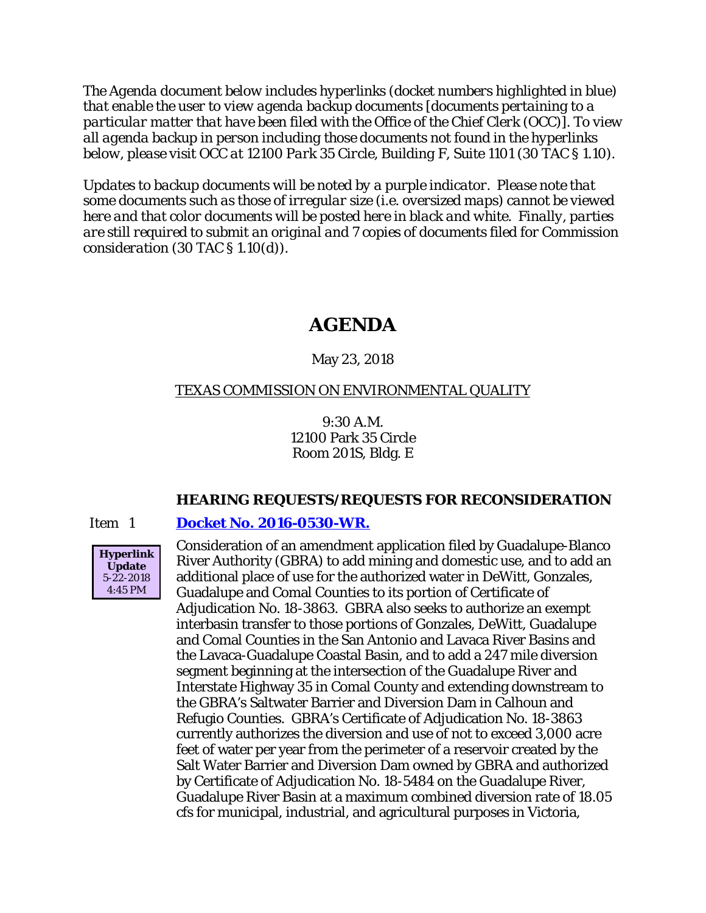*The Agenda document below includes hyperlinks (docket numbers highlighted in blue) that enable the user to view agenda backup documents [documents pertaining to a particular matter that have been filed with the Office of the Chief Clerk (OCC)]. To view all agenda backup in person including those documents not found in the hyperlinks below, please visit OCC at 12100 Park 35 Circle, Building F, Suite 1101 (30 TAC § 1.10).*

*Updates to backup documents will be noted by a purple indicator. Please note that some documents such as those of irregular size (i.e. oversized maps) cannot be viewed here and that color documents will be posted here in black and white. Finally, parties are still required to submit an original and 7 copies of documents filed for Commission consideration (30 TAC § 1.10(d)).*

# AGENDA

May 23, 2018

TEXAS COMMISSION ON ENVIRONMENTAL QUALITY

9:30 A.M.
12100 Park 35 Circle
Room 201S, Bldg. E

## HEARING REQUESTS/REQUESTS FOR RECONSIDERATION

Item 1 **Docket No. 2016-0530-WR.**

**Hyperlink Update** 5-22-2018 4:45 PM

Consideration of an amendment application filed by Guadalupe-Blanco River Authority (GBRA) to add mining and domestic use, and to add an additional place of use for the authorized water in DeWitt, Gonzales, Guadalupe and Comal Counties to its portion of Certificate of Adjudication No. 18-3863. GBRA also seeks to authorize an exempt interbasin transfer to those portions of Gonzales, DeWitt, Guadalupe and Comal Counties in the San Antonio and Lavaca River Basins and the Lavaca-Guadalupe Coastal Basin, and to add a 247 mile diversion segment beginning at the intersection of the Guadalupe River and Interstate Highway 35 in Comal County and extending downstream to the GBRA's Saltwater Barrier and Diversion Dam in Calhoun and Refugio Counties. GBRA's Certificate of Adjudication No. 18-3863 currently authorizes the diversion and use of not to exceed 3,000 acre feet of water per year from the perimeter of a reservoir created by the Salt Water Barrier and Diversion Dam owned by GBRA and authorized by Certificate of Adjudication No. 18-5484 on the Guadalupe River, Guadalupe River Basin at a maximum combined diversion rate of 18.05 cfs for municipal, industrial, and agricultural purposes in Victoria,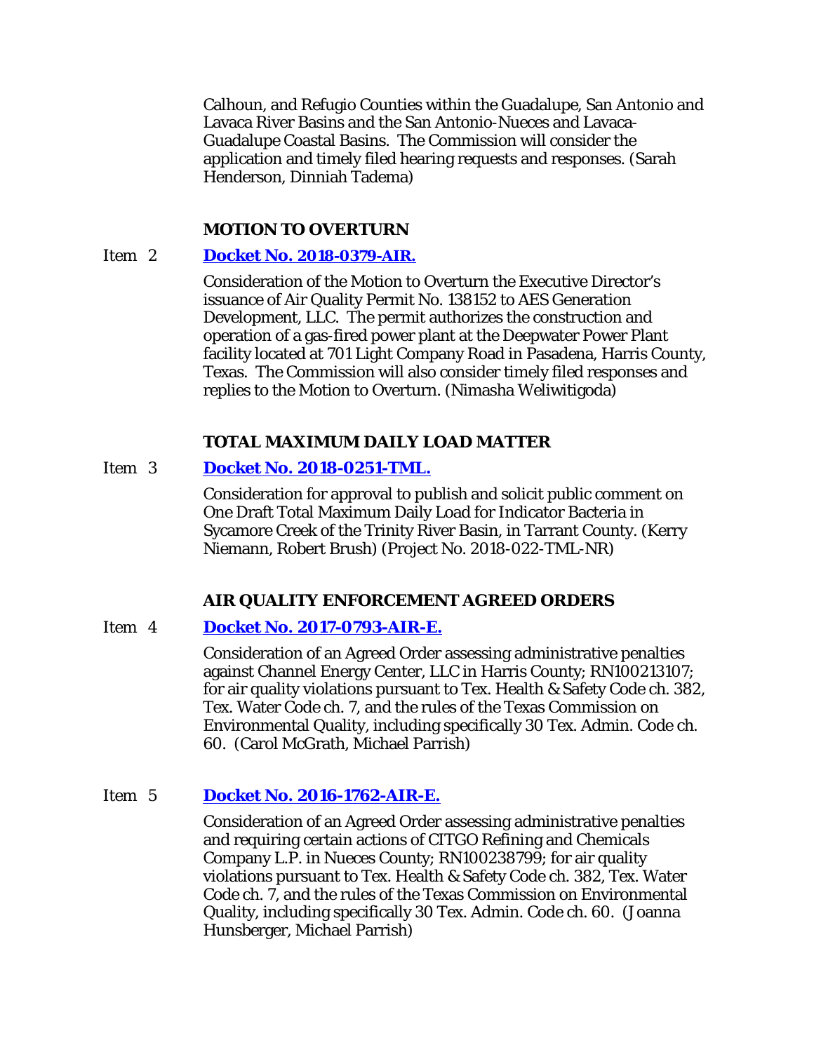Calhoun, and Refugio Counties within the Guadalupe, San Antonio and Lavaca River Basins and the San Antonio-Nueces and Lavaca-Guadalupe Coastal Basins. The Commission will consider the application and timely filed hearing requests and responses. (Sarah Henderson, Dinniah Tadema)

### MOTION TO OVERTURN

Item 2 **Docket No. 2018-0379-AIR.**

Consideration of the Motion to Overturn the Executive Director's issuance of Air Quality Permit No. 138152 to AES Generation Development, LLC. The permit authorizes the construction and operation of a gas-fired power plant at the Deepwater Power Plant facility located at 701 Light Company Road in Pasadena, Harris County, Texas. The Commission will also consider timely filed responses and replies to the Motion to Overturn. (Nimasha Weliwitigoda)

### TOTAL MAXIMUM DAILY LOAD MATTER

Item 3 **Docket No. 2018-0251-TML.**

Consideration for approval to publish and solicit public comment on One Draft Total Maximum Daily Load for Indicator Bacteria in Sycamore Creek of the Trinity River Basin, in Tarrant County. (Kerry Niemann, Robert Brush) (Project No. 2018-022-TML-NR)

### AIR QUALITY ENFORCEMENT AGREED ORDERS

Item 4 **Docket No. 2017-0793-AIR-E.**

Consideration of an Agreed Order assessing administrative penalties against Channel Energy Center, LLC in Harris County; RN100213107; for air quality violations pursuant to Tex. Health & Safety Code ch. 382, Tex. Water Code ch. 7, and the rules of the Texas Commission on Environmental Quality, including specifically 30 Tex. Admin. Code ch. 60. (Carol McGrath, Michael Parrish)

Item 5 **Docket No. 2016-1762-AIR-E.**

Consideration of an Agreed Order assessing administrative penalties and requiring certain actions of CITGO Refining and Chemicals Company L.P. in Nueces County; RN100238799; for air quality violations pursuant to Tex. Health & Safety Code ch. 382, Tex. Water Code ch. 7, and the rules of the Texas Commission on Environmental Quality, including specifically 30 Tex. Admin. Code ch. 60. (Joanna Hunsberger, Michael Parrish)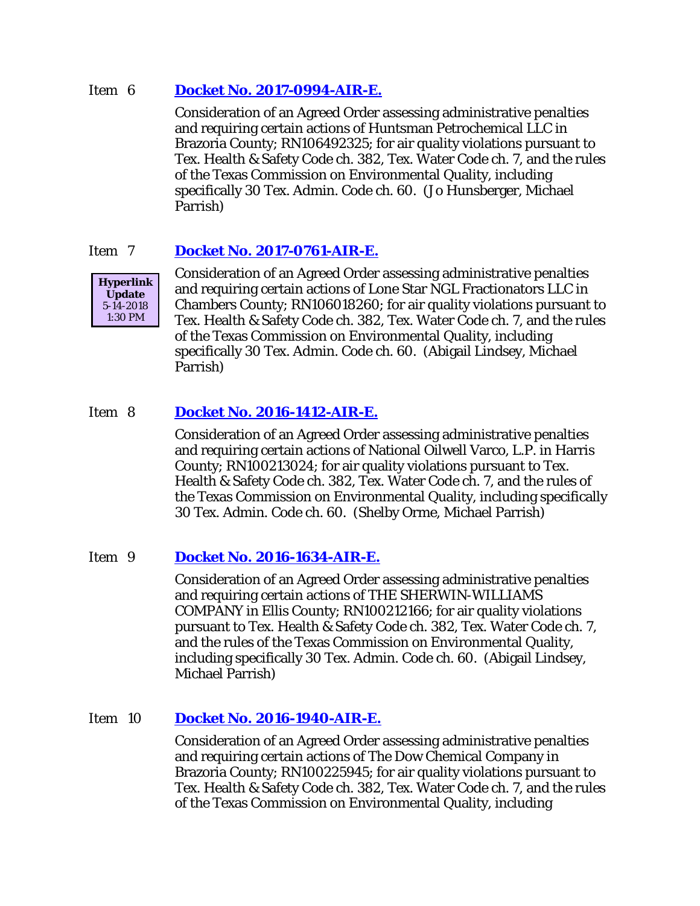Item 6 **Docket No. 2017-0994-AIR-E.**

Consideration of an Agreed Order assessing administrative penalties and requiring certain actions of Huntsman Petrochemical LLC in Brazoria County; RN106492325; for air quality violations pursuant to Tex. Health & Safety Code ch. 382, Tex. Water Code ch. 7, and the rules of the Texas Commission on Environmental Quality, including specifically 30 Tex. Admin. Code ch. 60. (Jo Hunsberger, Michael Parrish)

Item 7 **Docket No. 2017-0761-AIR-E.**

**Hyperlink Update** 5-14-2018 1:30 PM

Consideration of an Agreed Order assessing administrative penalties and requiring certain actions of Lone Star NGL Fractionators LLC in Chambers County; RN106018260; for air quality violations pursuant to Tex. Health & Safety Code ch. 382, Tex. Water Code ch. 7, and the rules of the Texas Commission on Environmental Quality, including specifically 30 Tex. Admin. Code ch. 60. (Abigail Lindsey, Michael Parrish)

Item 8 **Docket No. 2016-1412-AIR-E.**

Consideration of an Agreed Order assessing administrative penalties and requiring certain actions of National Oilwell Varco, L.P. in Harris County; RN100213024; for air quality violations pursuant to Tex. Health & Safety Code ch. 382, Tex. Water Code ch. 7, and the rules of the Texas Commission on Environmental Quality, including specifically 30 Tex. Admin. Code ch. 60. (Shelby Orme, Michael Parrish)

Item 9 **Docket No. 2016-1634-AIR-E.**

Consideration of an Agreed Order assessing administrative penalties and requiring certain actions of THE SHERWIN-WILLIAMS COMPANY in Ellis County; RN100212166; for air quality violations pursuant to Tex. Health & Safety Code ch. 382, Tex. Water Code ch. 7, and the rules of the Texas Commission on Environmental Quality, including specifically 30 Tex. Admin. Code ch. 60. (Abigail Lindsey, Michael Parrish)

Item 10 **Docket No. 2016-1940-AIR-E.**

Consideration of an Agreed Order assessing administrative penalties and requiring certain actions of The Dow Chemical Company in Brazoria County; RN100225945; for air quality violations pursuant to Tex. Health & Safety Code ch. 382, Tex. Water Code ch. 7, and the rules of the Texas Commission on Environmental Quality, including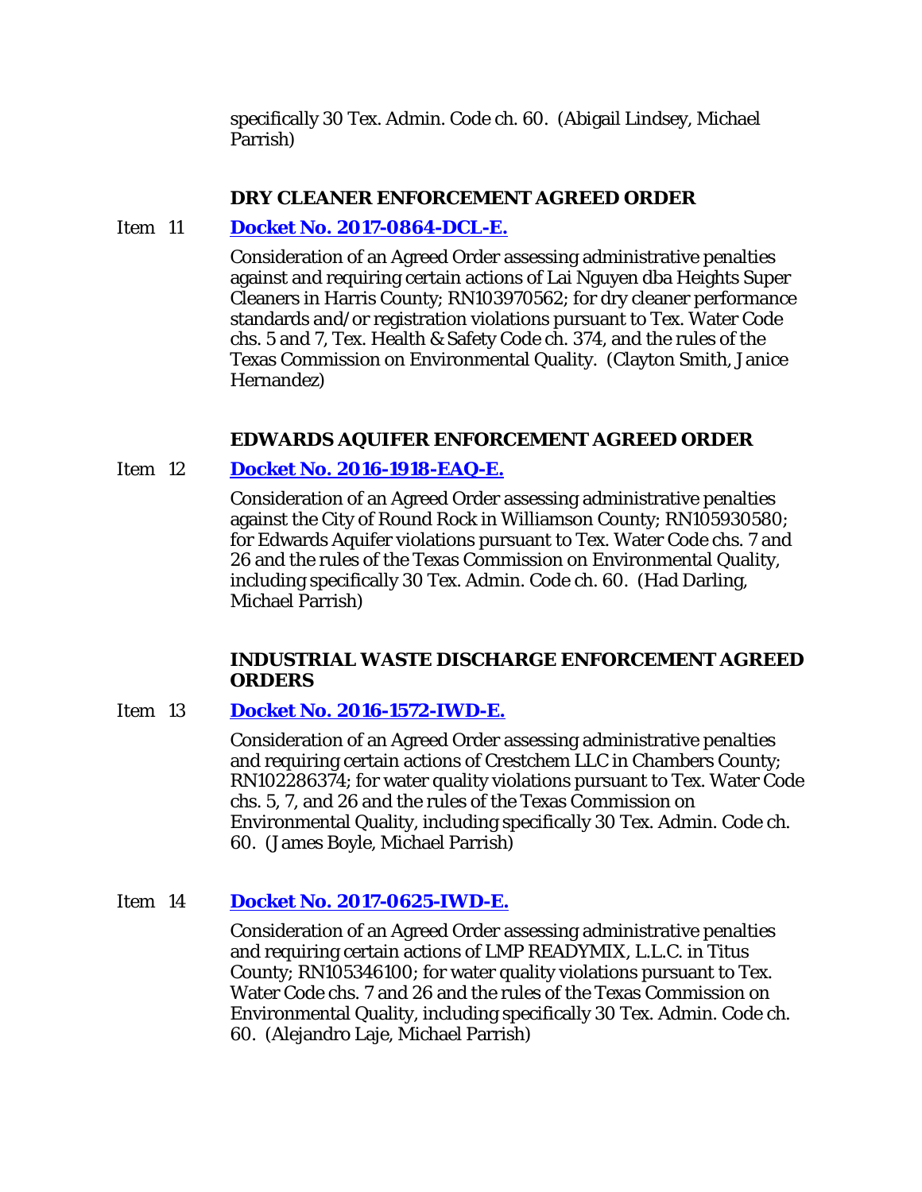specifically 30 Tex. Admin. Code ch. 60. (Abigail Lindsey, Michael Parrish)

### DRY CLEANER ENFORCEMENT AGREED ORDER

Item 11 **Docket No. 2017-0864-DCL-E.**

Consideration of an Agreed Order assessing administrative penalties against and requiring certain actions of Lai Nguyen dba Heights Super Cleaners in Harris County; RN103970562; for dry cleaner performance standards and/or registration violations pursuant to Tex. Water Code chs. 5 and 7, Tex. Health & Safety Code ch. 374, and the rules of the Texas Commission on Environmental Quality. (Clayton Smith, Janice Hernandez)

### EDWARDS AQUIFER ENFORCEMENT AGREED ORDER

Item 12 **Docket No. 2016-1918-EAQ-E.**

Consideration of an Agreed Order assessing administrative penalties against the City of Round Rock in Williamson County; RN105930580; for Edwards Aquifer violations pursuant to Tex. Water Code chs. 7 and 26 and the rules of the Texas Commission on Environmental Quality, including specifically 30 Tex. Admin. Code ch. 60. (Had Darling, Michael Parrish)

### INDUSTRIAL WASTE DISCHARGE ENFORCEMENT AGREED ORDERS

Item 13 **Docket No. 2016-1572-IWD-E.**

Consideration of an Agreed Order assessing administrative penalties and requiring certain actions of Crestchem LLC in Chambers County; RN102286374; for water quality violations pursuant to Tex. Water Code chs. 5, 7, and 26 and the rules of the Texas Commission on Environmental Quality, including specifically 30 Tex. Admin. Code ch. 60. (James Boyle, Michael Parrish)

Item 14 **Docket No. 2017-0625-IWD-E.**

Consideration of an Agreed Order assessing administrative penalties and requiring certain actions of LMP READYMIX, L.L.C. in Titus County; RN105346100; for water quality violations pursuant to Tex. Water Code chs. 7 and 26 and the rules of the Texas Commission on Environmental Quality, including specifically 30 Tex. Admin. Code ch. 60. (Alejandro Laje, Michael Parrish)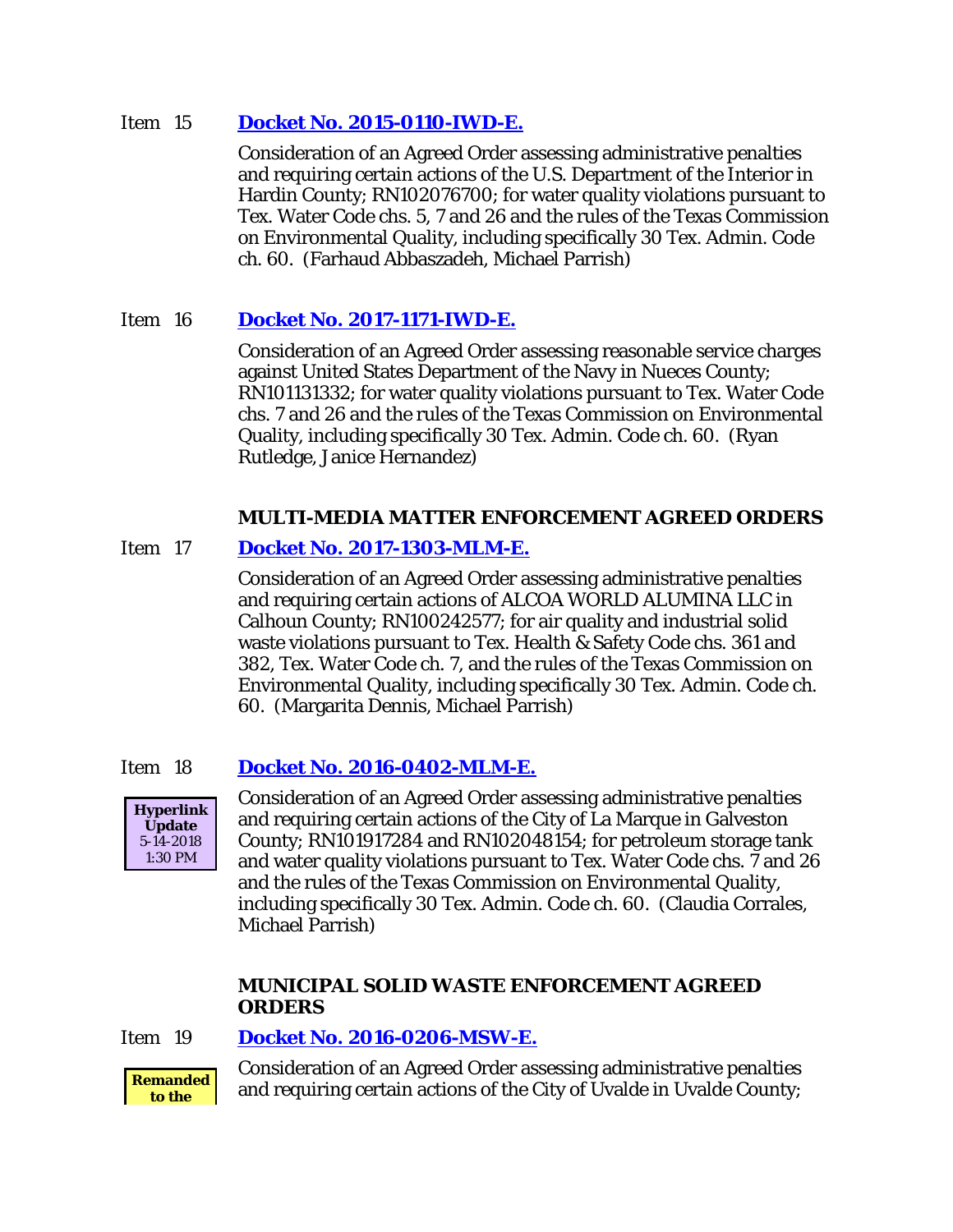Item 15 **[Docket No. 2015-0110-IWD-E.]()**

Consideration of an Agreed Order assessing administrative penalties and requiring certain actions of the U.S. Department of the Interior in Hardin County; RN102076700; for water quality violations pursuant to Tex. Water Code chs. 5, 7 and 26 and the rules of the Texas Commission on Environmental Quality, including specifically 30 Tex. Admin. Code ch. 60. (Farhaud Abbaszadeh, Michael Parrish)

Item 16 **[Docket No. 2017-1171-IWD-E.]()**

Consideration of an Agreed Order assessing reasonable service charges against United States Department of the Navy in Nueces County; RN101131332; for water quality violations pursuant to Tex. Water Code chs. 7 and 26 and the rules of the Texas Commission on Environmental Quality, including specifically 30 Tex. Admin. Code ch. 60. (Ryan Rutledge, Janice Hernandez)

**MULTI-MEDIA MATTER ENFORCEMENT AGREED ORDERS**

Item 17 **[Docket No. 2017-1303-MLM-E.]()**

Consideration of an Agreed Order assessing administrative penalties and requiring certain actions of ALCOA WORLD ALUMINA LLC in Calhoun County; RN100242577; for air quality and industrial solid waste violations pursuant to Tex. Health & Safety Code chs. 361 and 382, Tex. Water Code ch. 7, and the rules of the Texas Commission on Environmental Quality, including specifically 30 Tex. Admin. Code ch. 60. (Margarita Dennis, Michael Parrish)

Item 18 **[Docket No. 2016-0402-MLM-E.]()**

**Hyperlink Update** 5-14-2018 1:30 PM

Consideration of an Agreed Order assessing administrative penalties and requiring certain actions of the City of La Marque in Galveston County; RN101917284 and RN102048154; for petroleum storage tank and water quality violations pursuant to Tex. Water Code chs. 7 and 26 and the rules of the Texas Commission on Environmental Quality, including specifically 30 Tex. Admin. Code ch. 60. (Claudia Corrales, Michael Parrish)

**MUNICIPAL SOLID WASTE ENFORCEMENT AGREED ORDERS**

Item 19 **[Docket No. 2016-0206-MSW-E.]()**

**Remanded to the**

Consideration of an Agreed Order assessing administrative penalties and requiring certain actions of the City of Uvalde in Uvalde County;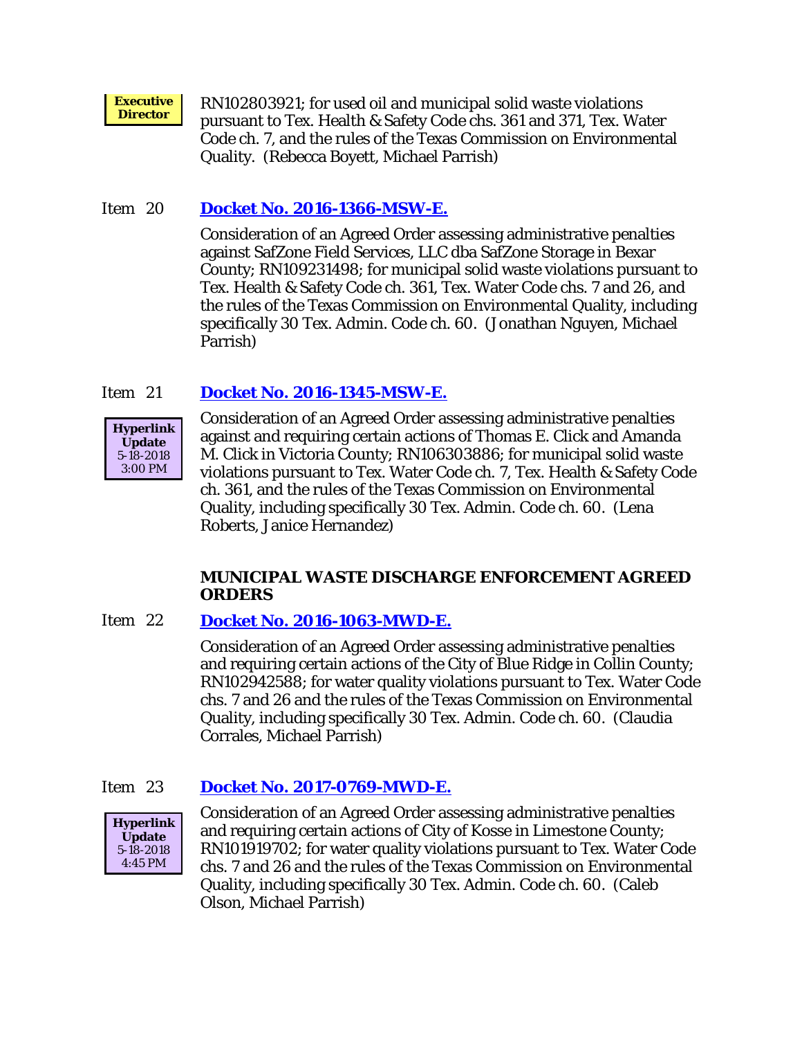**Executive Director**

RN102803921; for used oil and municipal solid waste violations pursuant to Tex. Health & Safety Code chs. 361 and 371, Tex. Water Code ch. 7, and the rules of the Texas Commission on Environmental Quality. (Rebecca Boyett, Michael Parrish)

Item 20 **Docket No. 2016-1366-MSW-E.**

Consideration of an Agreed Order assessing administrative penalties against SafZone Field Services, LLC dba SafZone Storage in Bexar County; RN109231498; for municipal solid waste violations pursuant to Tex. Health & Safety Code ch. 361, Tex. Water Code chs. 7 and 26, and the rules of the Texas Commission on Environmental Quality, including specifically 30 Tex. Admin. Code ch. 60. (Jonathan Nguyen, Michael Parrish)

Item 21 **Docket No. 2016-1345-MSW-E.**

**Hyperlink Update** 5-18-2018 3:00 PM

Consideration of an Agreed Order assessing administrative penalties against and requiring certain actions of Thomas E. Click and Amanda M. Click in Victoria County; RN106303886; for municipal solid waste violations pursuant to Tex. Water Code ch. 7, Tex. Health & Safety Code ch. 361, and the rules of the Texas Commission on Environmental Quality, including specifically 30 Tex. Admin. Code ch. 60. (Lena Roberts, Janice Hernandez)

## MUNICIPAL WASTE DISCHARGE ENFORCEMENT AGREED ORDERS

Item 22 **Docket No. 2016-1063-MWD-E.**

Consideration of an Agreed Order assessing administrative penalties and requiring certain actions of the City of Blue Ridge in Collin County; RN102942588; for water quality violations pursuant to Tex. Water Code chs. 7 and 26 and the rules of the Texas Commission on Environmental Quality, including specifically 30 Tex. Admin. Code ch. 60. (Claudia Corrales, Michael Parrish)

Item 23 **Docket No. 2017-0769-MWD-E.**

**Hyperlink Update** 5-18-2018 4:45 PM

Consideration of an Agreed Order assessing administrative penalties and requiring certain actions of City of Kosse in Limestone County; RN101919702; for water quality violations pursuant to Tex. Water Code chs. 7 and 26 and the rules of the Texas Commission on Environmental Quality, including specifically 30 Tex. Admin. Code ch. 60. (Caleb Olson, Michael Parrish)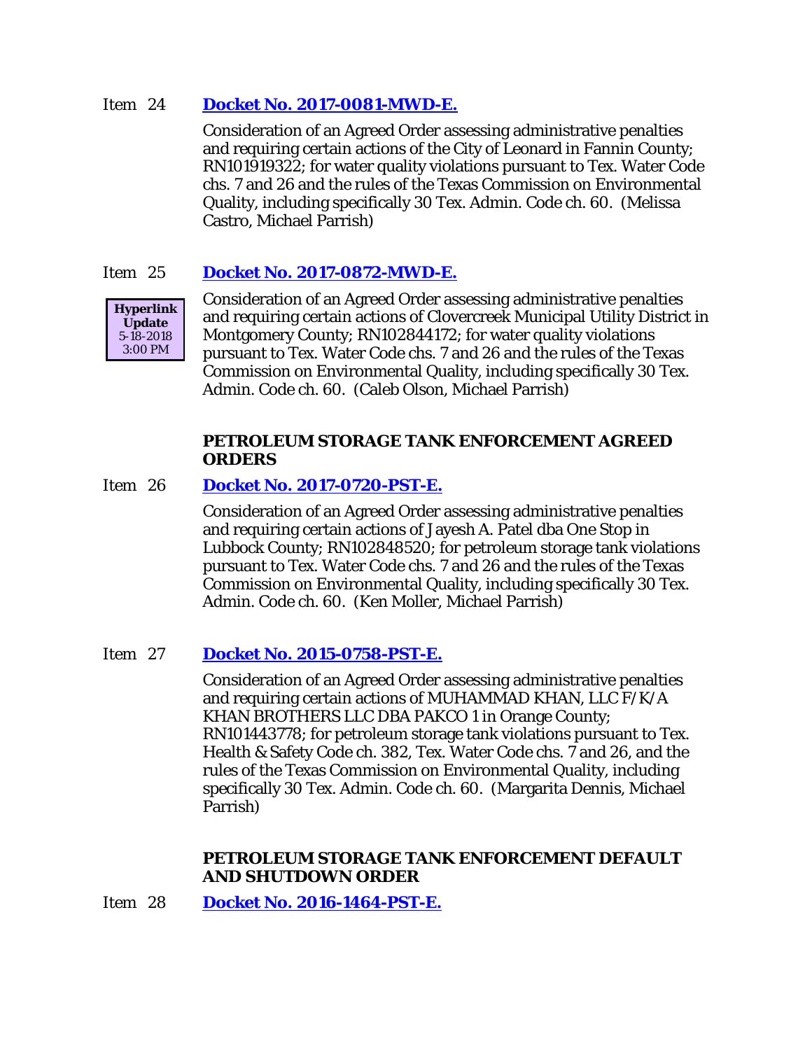Item 24 **Docket No. 2017-0081-MWD-E.**

Consideration of an Agreed Order assessing administrative penalties and requiring certain actions of the City of Leonard in Fannin County; RN101919322; for water quality violations pursuant to Tex. Water Code chs. 7 and 26 and the rules of the Texas Commission on Environmental Quality, including specifically 30 Tex. Admin. Code ch. 60. (Melissa Castro, Michael Parrish)

Item 25 **Docket No. 2017-0872-MWD-E.**

**Hyperlink Update** 5-18-2018 3:00 PM

Consideration of an Agreed Order assessing administrative penalties and requiring certain actions of Clovercreek Municipal Utility District in Montgomery County; RN102844172; for water quality violations pursuant to Tex. Water Code chs. 7 and 26 and the rules of the Texas Commission on Environmental Quality, including specifically 30 Tex. Admin. Code ch. 60. (Caleb Olson, Michael Parrish)

**PETROLEUM STORAGE TANK ENFORCEMENT AGREED ORDERS**

Item 26 **Docket No. 2017-0720-PST-E.**

Consideration of an Agreed Order assessing administrative penalties and requiring certain actions of Jayesh A. Patel dba One Stop in Lubbock County; RN102848520; for petroleum storage tank violations pursuant to Tex. Water Code chs. 7 and 26 and the rules of the Texas Commission on Environmental Quality, including specifically 30 Tex. Admin. Code ch. 60. (Ken Moller, Michael Parrish)

Item 27 **Docket No. 2015-0758-PST-E.**

Consideration of an Agreed Order assessing administrative penalties and requiring certain actions of MUHAMMAD KHAN, LLC F/K/A KHAN BROTHERS LLC DBA PAKCO 1 in Orange County; RN101443778; for petroleum storage tank violations pursuant to Tex. Health & Safety Code ch. 382, Tex. Water Code chs. 7 and 26, and the rules of the Texas Commission on Environmental Quality, including specifically 30 Tex. Admin. Code ch. 60. (Margarita Dennis, Michael Parrish)

**PETROLEUM STORAGE TANK ENFORCEMENT DEFAULT AND SHUTDOWN ORDER**

Item 28 **Docket No. 2016-1464-PST-E.**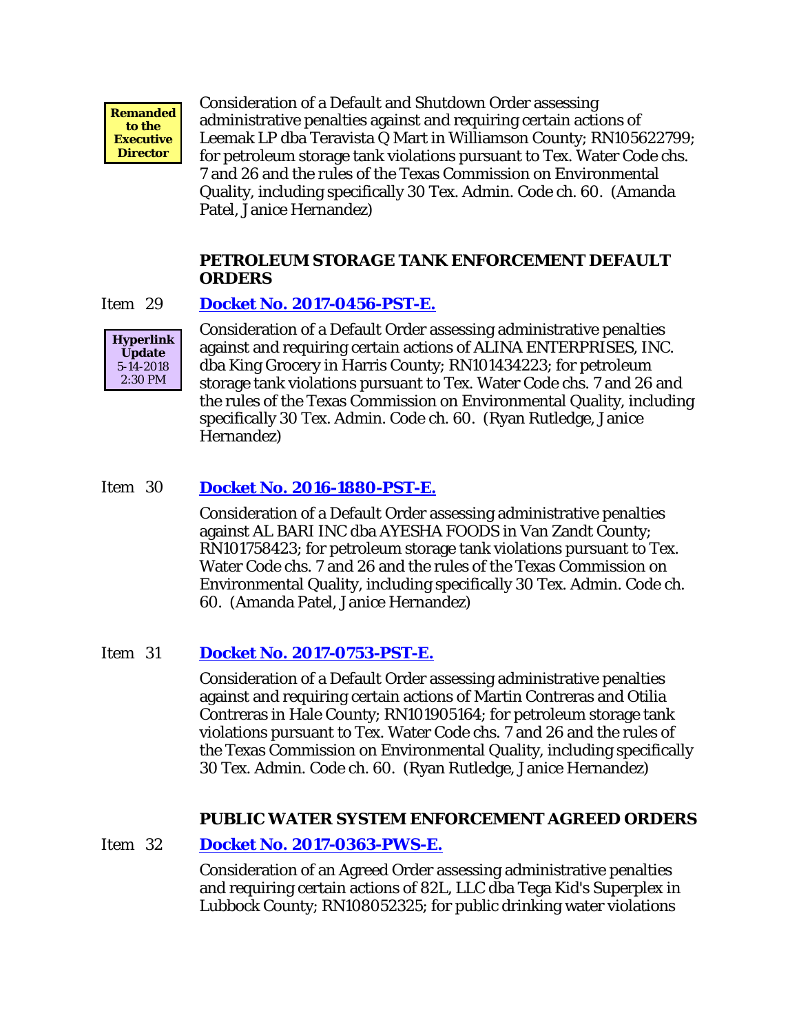**Remanded to the Executive Director**

Consideration of a Default and Shutdown Order assessing administrative penalties against and requiring certain actions of Leemak LP dba Teravista Q Mart in Williamson County; RN105622799; for petroleum storage tank violations pursuant to Tex. Water Code chs. 7 and 26 and the rules of the Texas Commission on Environmental Quality, including specifically 30 Tex. Admin. Code ch. 60. (Amanda Patel, Janice Hernandez)

### PETROLEUM STORAGE TANK ENFORCEMENT DEFAULT ORDERS

Item 29 **Docket No. 2017-0456-PST-E.**

**Hyperlink Update** 5-14-2018 2:30 PM

Consideration of a Default Order assessing administrative penalties against and requiring certain actions of ALINA ENTERPRISES, INC. dba King Grocery in Harris County; RN101434223; for petroleum storage tank violations pursuant to Tex. Water Code chs. 7 and 26 and the rules of the Texas Commission on Environmental Quality, including specifically 30 Tex. Admin. Code ch. 60. (Ryan Rutledge, Janice Hernandez)

Item 30 **Docket No. 2016-1880-PST-E.**

Consideration of a Default Order assessing administrative penalties against AL BARI INC dba AYESHA FOODS in Van Zandt County; RN101758423; for petroleum storage tank violations pursuant to Tex. Water Code chs. 7 and 26 and the rules of the Texas Commission on Environmental Quality, including specifically 30 Tex. Admin. Code ch. 60. (Amanda Patel, Janice Hernandez)

Item 31 **Docket No. 2017-0753-PST-E.**

Consideration of a Default Order assessing administrative penalties against and requiring certain actions of Martin Contreras and Otilia Contreras in Hale County; RN101905164; for petroleum storage tank violations pursuant to Tex. Water Code chs. 7 and 26 and the rules of the Texas Commission on Environmental Quality, including specifically 30 Tex. Admin. Code ch. 60. (Ryan Rutledge, Janice Hernandez)

### PUBLIC WATER SYSTEM ENFORCEMENT AGREED ORDERS

Item 32 **Docket No. 2017-0363-PWS-E.**

Consideration of an Agreed Order assessing administrative penalties and requiring certain actions of 82L, LLC dba Tega Kid's Superplex in Lubbock County; RN108052325; for public drinking water violations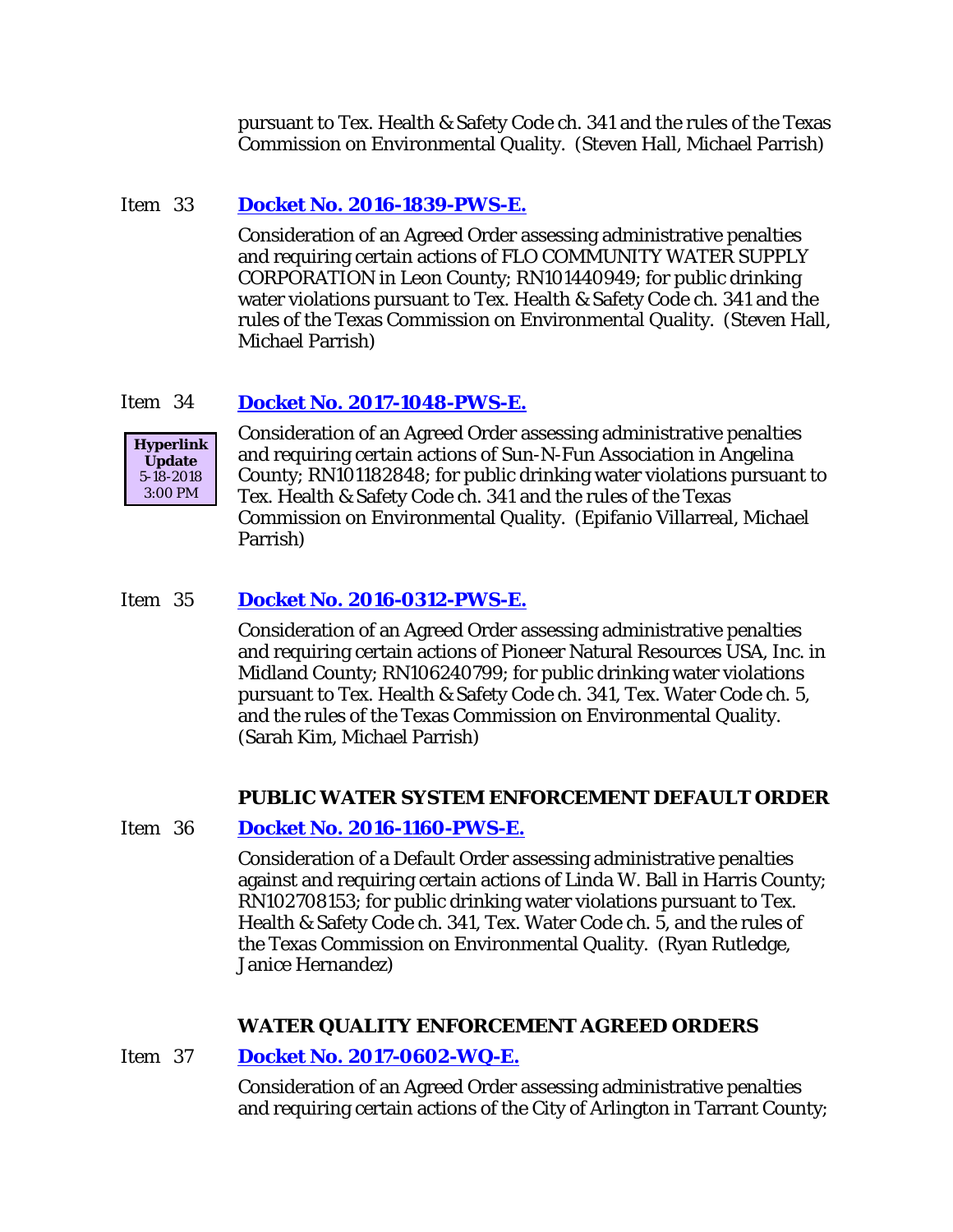pursuant to Tex. Health & Safety Code ch. 341 and the rules of the Texas Commission on Environmental Quality. (Steven Hall, Michael Parrish)

Item 33 **Docket No. 2016-1839-PWS-E.**

Consideration of an Agreed Order assessing administrative penalties and requiring certain actions of FLO COMMUNITY WATER SUPPLY CORPORATION in Leon County; RN101440949; for public drinking water violations pursuant to Tex. Health & Safety Code ch. 341 and the rules of the Texas Commission on Environmental Quality. (Steven Hall, Michael Parrish)

Item 34 **Docket No. 2017-1048-PWS-E.**

**Hyperlink Update** 5-18-2018 3:00 PM

Consideration of an Agreed Order assessing administrative penalties and requiring certain actions of Sun-N-Fun Association in Angelina County; RN101182848; for public drinking water violations pursuant to Tex. Health & Safety Code ch. 341 and the rules of the Texas Commission on Environmental Quality. (Epifanio Villarreal, Michael Parrish)

Item 35 **Docket No. 2016-0312-PWS-E.**

Consideration of an Agreed Order assessing administrative penalties and requiring certain actions of Pioneer Natural Resources USA, Inc. in Midland County; RN106240799; for public drinking water violations pursuant to Tex. Health & Safety Code ch. 341, Tex. Water Code ch. 5, and the rules of the Texas Commission on Environmental Quality. (Sarah Kim, Michael Parrish)

## PUBLIC WATER SYSTEM ENFORCEMENT DEFAULT ORDER

Item 36 **Docket No. 2016-1160-PWS-E.**

Consideration of a Default Order assessing administrative penalties against and requiring certain actions of Linda W. Ball in Harris County; RN102708153; for public drinking water violations pursuant to Tex. Health & Safety Code ch. 341, Tex. Water Code ch. 5, and the rules of the Texas Commission on Environmental Quality. (Ryan Rutledge, Janice Hernandez)

## WATER QUALITY ENFORCEMENT AGREED ORDERS

Item 37 **Docket No. 2017-0602-WQ-E.**

Consideration of an Agreed Order assessing administrative penalties and requiring certain actions of the City of Arlington in Tarrant County;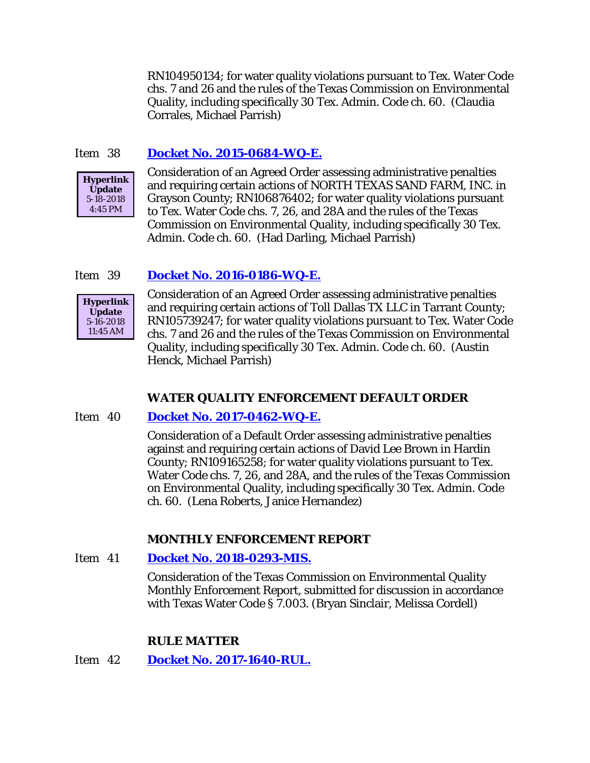RN104950134; for water quality violations pursuant to Tex. Water Code chs. 7 and 26 and the rules of the Texas Commission on Environmental Quality, including specifically 30 Tex. Admin. Code ch. 60. (Claudia Corrales, Michael Parrish)

Item 38 **Docket No. 2015-0684-WQ-E.**

**Hyperlink Update** 5-18-2018 4:45 PM

Consideration of an Agreed Order assessing administrative penalties and requiring certain actions of NORTH TEXAS SAND FARM, INC. in Grayson County; RN106876402; for water quality violations pursuant to Tex. Water Code chs. 7, 26, and 28A and the rules of the Texas Commission on Environmental Quality, including specifically 30 Tex. Admin. Code ch. 60. (Had Darling, Michael Parrish)

Item 39 **Docket No. 2016-0186-WQ-E.**

**Hyperlink Update** 5-16-2018 11:45 AM

Consideration of an Agreed Order assessing administrative penalties and requiring certain actions of Toll Dallas TX LLC in Tarrant County; RN105739247; for water quality violations pursuant to Tex. Water Code chs. 7 and 26 and the rules of the Texas Commission on Environmental Quality, including specifically 30 Tex. Admin. Code ch. 60. (Austin Henck, Michael Parrish)

**WATER QUALITY ENFORCEMENT DEFAULT ORDER**

Item 40 **Docket No. 2017-0462-WQ-E.**

Consideration of a Default Order assessing administrative penalties against and requiring certain actions of David Lee Brown in Hardin County; RN109165258; for water quality violations pursuant to Tex. Water Code chs. 7, 26, and 28A, and the rules of the Texas Commission on Environmental Quality, including specifically 30 Tex. Admin. Code ch. 60. (Lena Roberts, Janice Hernandez)

**MONTHLY ENFORCEMENT REPORT**

Item 41 **Docket No. 2018-0293-MIS.**

Consideration of the Texas Commission on Environmental Quality Monthly Enforcement Report, submitted for discussion in accordance with Texas Water Code § 7.003. (Bryan Sinclair, Melissa Cordell)

**RULE MATTER**

Item 42 **Docket No. 2017-1640-RUL.**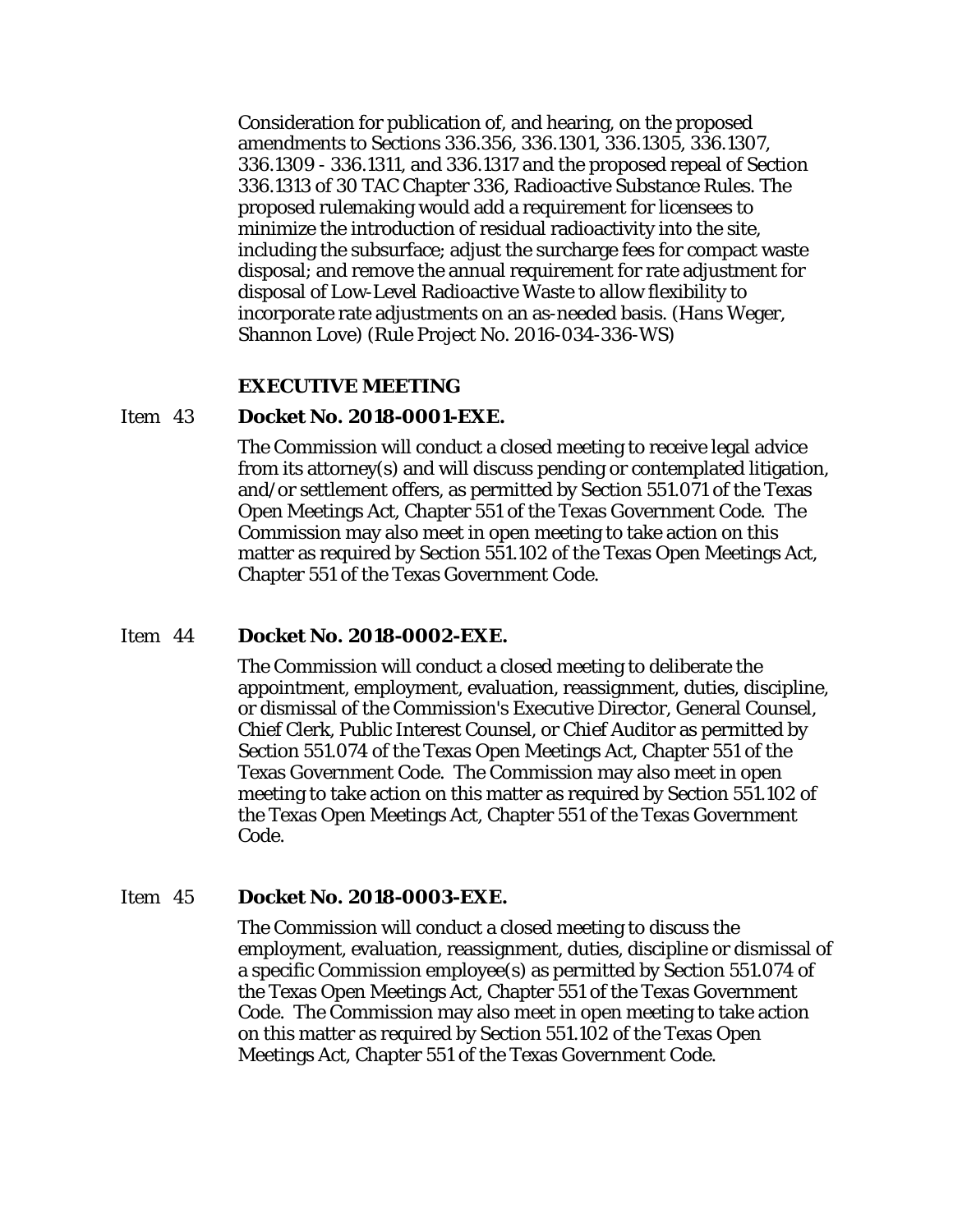Consideration for publication of, and hearing, on the proposed amendments to Sections 336.356, 336.1301, 336.1305, 336.1307, 336.1309 - 336.1311, and 336.1317 and the proposed repeal of Section 336.1313 of 30 TAC Chapter 336, Radioactive Substance Rules. The proposed rulemaking would add a requirement for licensees to minimize the introduction of residual radioactivity into the site, including the subsurface; adjust the surcharge fees for compact waste disposal; and remove the annual requirement for rate adjustment for disposal of Low-Level Radioactive Waste to allow flexibility to incorporate rate adjustments on an as-needed basis. (Hans Weger, Shannon Love) (Rule Project No. 2016-034-336-WS)

**EXECUTIVE MEETING**

Item 43 **Docket No. 2018-0001-EXE.**

The Commission will conduct a closed meeting to receive legal advice from its attorney(s) and will discuss pending or contemplated litigation, and/or settlement offers, as permitted by Section 551.071 of the Texas Open Meetings Act, Chapter 551 of the Texas Government Code. The Commission may also meet in open meeting to take action on this matter as required by Section 551.102 of the Texas Open Meetings Act, Chapter 551 of the Texas Government Code.

Item 44 **Docket No. 2018-0002-EXE.**

The Commission will conduct a closed meeting to deliberate the appointment, employment, evaluation, reassignment, duties, discipline, or dismissal of the Commission's Executive Director, General Counsel, Chief Clerk, Public Interest Counsel, or Chief Auditor as permitted by Section 551.074 of the Texas Open Meetings Act, Chapter 551 of the Texas Government Code. The Commission may also meet in open meeting to take action on this matter as required by Section 551.102 of the Texas Open Meetings Act, Chapter 551 of the Texas Government Code.

Item 45 **Docket No. 2018-0003-EXE.**

The Commission will conduct a closed meeting to discuss the employment, evaluation, reassignment, duties, discipline or dismissal of a specific Commission employee(s) as permitted by Section 551.074 of the Texas Open Meetings Act, Chapter 551 of the Texas Government Code. The Commission may also meet in open meeting to take action on this matter as required by Section 551.102 of the Texas Open Meetings Act, Chapter 551 of the Texas Government Code.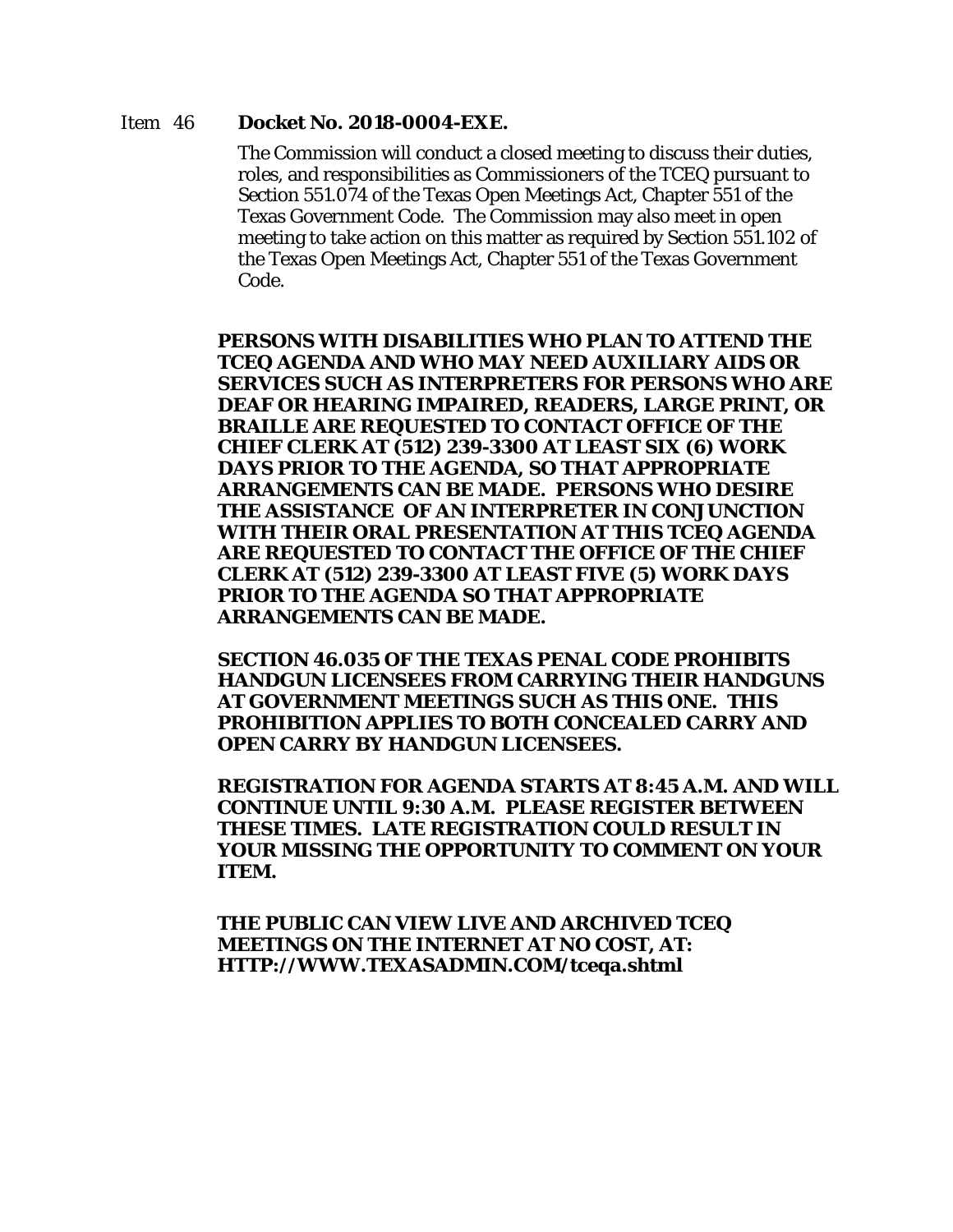Item 46 **Docket No. 2018-0004-EXE.**

The Commission will conduct a closed meeting to discuss their duties, roles, and responsibilities as Commissioners of the TCEQ pursuant to Section 551.074 of the Texas Open Meetings Act, Chapter 551 of the Texas Government Code. The Commission may also meet in open meeting to take action on this matter as required by Section 551.102 of the Texas Open Meetings Act, Chapter 551 of the Texas Government Code.

**PERSONS WITH DISABILITIES WHO PLAN TO ATTEND THE TCEQ AGENDA AND WHO MAY NEED AUXILIARY AIDS OR SERVICES SUCH AS INTERPRETERS FOR PERSONS WHO ARE DEAF OR HEARING IMPAIRED, READERS, LARGE PRINT, OR BRAILLE ARE REQUESTED TO CONTACT OFFICE OF THE CHIEF CLERK AT (512) 239-3300 AT LEAST SIX (6) WORK DAYS PRIOR TO THE AGENDA, SO THAT APPROPRIATE ARRANGEMENTS CAN BE MADE. PERSONS WHO DESIRE THE ASSISTANCE OF AN INTERPRETER IN CONJUNCTION WITH THEIR ORAL PRESENTATION AT THIS TCEQ AGENDA ARE REQUESTED TO CONTACT THE OFFICE OF THE CHIEF CLERK AT (512) 239-3300 AT LEAST FIVE (5) WORK DAYS PRIOR TO THE AGENDA SO THAT APPROPRIATE ARRANGEMENTS CAN BE MADE.**

**SECTION 46.035 OF THE TEXAS PENAL CODE PROHIBITS HANDGUN LICENSEES FROM CARRYING THEIR HANDGUNS AT GOVERNMENT MEETINGS SUCH AS THIS ONE. THIS PROHIBITION APPLIES TO BOTH CONCEALED CARRY AND OPEN CARRY BY HANDGUN LICENSEES.**

**REGISTRATION FOR AGENDA STARTS AT 8:45 A.M. AND WILL CONTINUE UNTIL 9:30 A.M. PLEASE REGISTER BETWEEN THESE TIMES. LATE REGISTRATION COULD RESULT IN YOUR MISSING THE OPPORTUNITY TO COMMENT ON YOUR ITEM.**

**THE PUBLIC CAN VIEW LIVE AND ARCHIVED TCEQ MEETINGS ON THE INTERNET AT NO COST, AT: HTTP://WWW.TEXASADMIN.COM/tceqa.shtml**